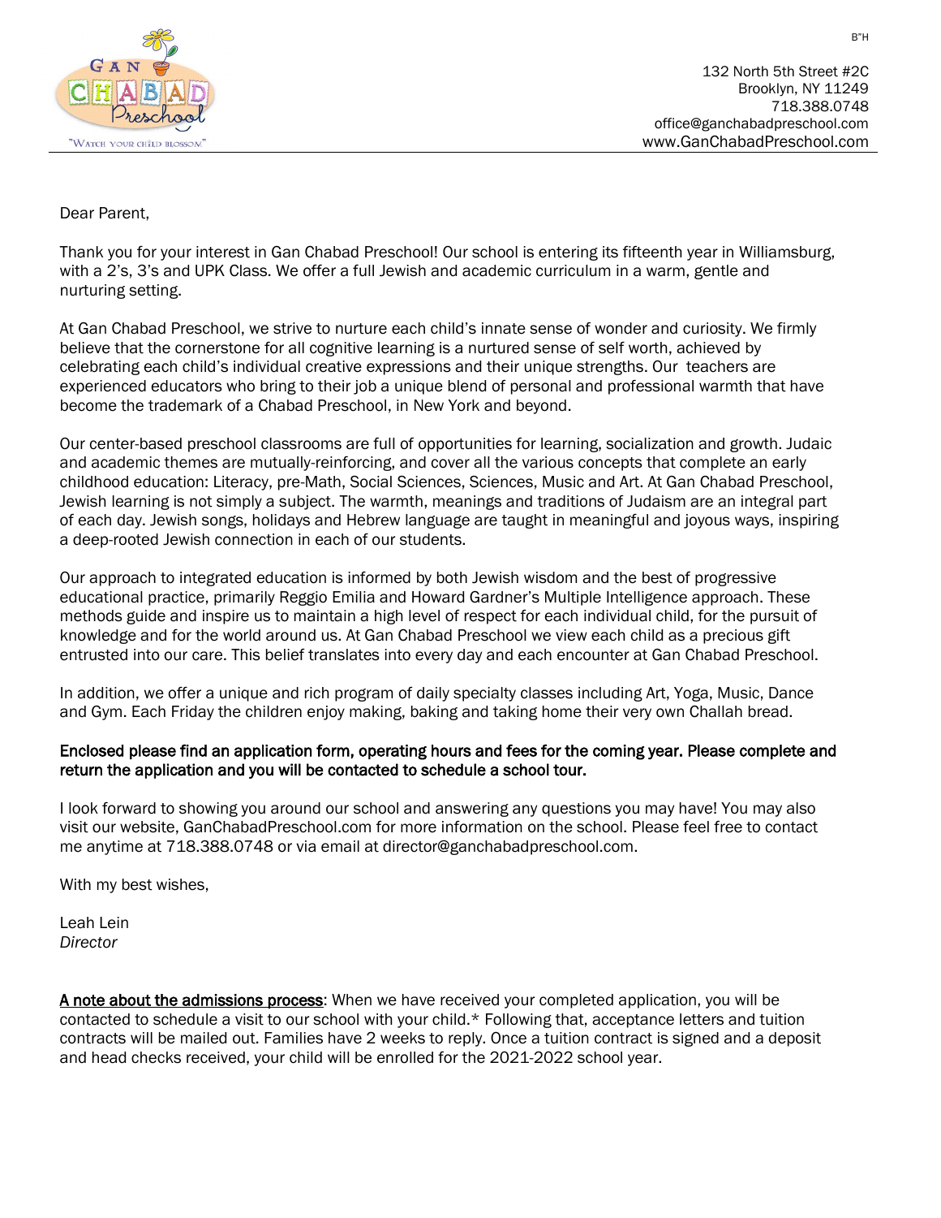B"H

132 North 5th Street #2C
Brooklyn, NY 11249
718.388.0748
office@ganchabadpreschool.com
www.GanChabadPreschool.com

Dear Parent,

Thank you for your interest in Gan Chabad Preschool! Our school is entering its fifteenth year in Williamsburg, with a 2's, 3's and UPK Class. We offer a full Jewish and academic curriculum in a warm, gentle and nurturing setting.

At Gan Chabad Preschool, we strive to nurture each child's innate sense of wonder and curiosity. We firmly believe that the cornerstone for all cognitive learning is a nurtured sense of self worth, achieved by celebrating each child's individual creative expressions and their unique strengths. Our teachers are experienced educators who bring to their job a unique blend of personal and professional warmth that have become the trademark of a Chabad Preschool, in New York and beyond.

Our center-based preschool classrooms are full of opportunities for learning, socialization and growth. Judaic and academic themes are mutually-reinforcing, and cover all the various concepts that complete an early childhood education: Literacy, pre-Math, Social Sciences, Sciences, Music and Art. At Gan Chabad Preschool, Jewish learning is not simply a subject. The warmth, meanings and traditions of Judaism are an integral part of each day. Jewish songs, holidays and Hebrew language are taught in meaningful and joyous ways, inspiring a deep-rooted Jewish connection in each of our students.

Our approach to integrated education is informed by both Jewish wisdom and the best of progressive educational practice, primarily Reggio Emilia and Howard Gardner's Multiple Intelligence approach. These methods guide and inspire us to maintain a high level of respect for each individual child, for the pursuit of knowledge and for the world around us. At Gan Chabad Preschool we view each child as a precious gift entrusted into our care. This belief translates into every day and each encounter at Gan Chabad Preschool.

In addition, we offer a unique and rich program of daily specialty classes including Art, Yoga, Music, Dance and Gym. Each Friday the children enjoy making, baking and taking home their very own Challah bread.

**Enclosed please find an application form, operating hours and fees for the coming year. Please complete and return the application and you will be contacted to schedule a school tour.**

I look forward to showing you around our school and answering any questions you may have! You may also visit our website, GanChabadPreschool.com for more information on the school. Please feel free to contact me anytime at 718.388.0748 or via email at director@ganchabadpreschool.com.

With my best wishes,

Leah Lein
*Director*

**A note about the admissions process**: When we have received your completed application, you will be contacted to schedule a visit to our school with your child.* Following that, acceptance letters and tuition contracts will be mailed out. Families have 2 weeks to reply. Once a tuition contract is signed and a deposit and head checks received, your child will be enrolled for the 2021-2022 school year.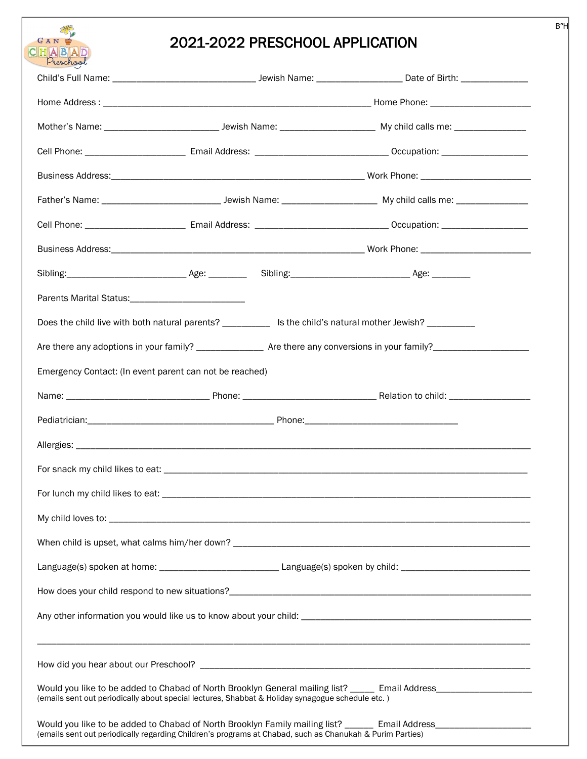B"H

# 2021-2022 PRESCHOOL APPLICATION

Child's Full Name: ______________________________ Jewish Name: __________________ Date of Birth: ______________

Home Address : ________________________________________________________ Home Phone: _____________________

Mother's Name: ________________________ Jewish Name: ____________________ My child calls me: _______________

Cell Phone: _____________________ Email Address: ____________________________ Occupation: __________________

Business Address:_____________________________________________________ Work Phone: _______________________

Father's Name: _________________________ Jewish Name: ____________________ My child calls me: _______________

Cell Phone: _____________________ Email Address: ____________________________ Occupation: __________________

Business Address:_____________________________________________________ Work Phone: _______________________

Sibling:_________________________ Age: ________ Sibling:_________________________ Age: ________

Parents Marital Status:________________________

Does the child live with both natural parents? __________ Is the child's natural mother Jewish? __________

Are there any adoptions in your family? ______________ Are there any conversions in your family?____________________

Emergency Contact: (In event parent can not be reached)

Name: ______________________________ Phone: ____________________________ Relation to child: _________________

Pediatrician:_______________________________________ Phone:________________________________

Allergies: ______________________________________________________________________________________________

For snack my child likes to eat: _________________________________________________________________________

For lunch my child likes to eat: __________________________________________________________________________

My child loves to: ______________________________________________________________________________________

When child is upset, what calms him/her down? ___________________________________________________________

Language(s) spoken at home: _________________________ Language(s) spoken by child: ___________________________

How does your child respond to new situations?____________________________________________________________

Any other information you would like us to know about your child: ___________________________________________

________________________________________________________________________________________________________

How did you hear about our Preschool? __________________________________________________________________

Would you like to be added to Chabad of North Brooklyn General mailing list? _____ Email Address_____________________
(emails sent out periodically about special lectures, Shabbat & Holiday synagogue schedule etc. )

Would you like to be added to Chabad of North Brooklyn Family mailing list? ______ Email Address____________________
(emails sent out periodically regarding Children's programs at Chabad, such as Chanukah & Purim Parties)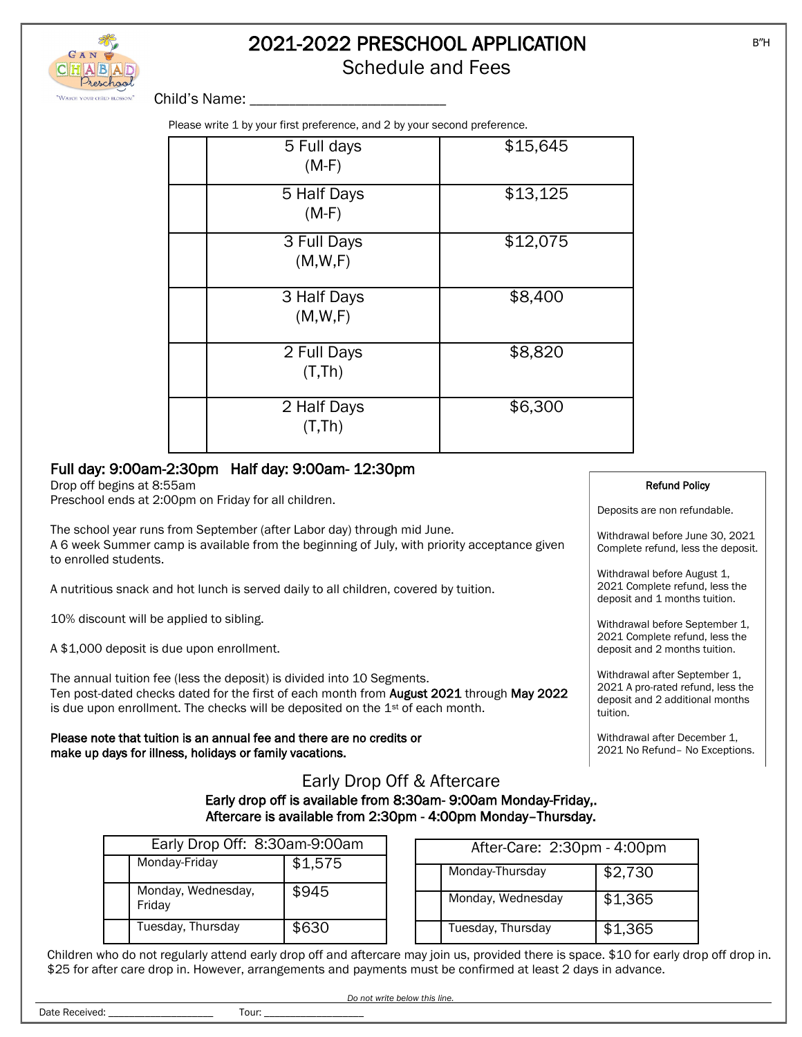B"H

# 2021-2022 PRESCHOOL APPLICATION

## Schedule and Fees

Child's Name: ___________________________

Please write 1 by your first preference, and 2 by your second preference.

| | | |
|---|---|---|
| | 5 Full days (M-F) | $15,645 |
| | 5 Half Days (M-F) | $13,125 |
| | 3 Full Days (M,W,F) | $12,075 |
| | 3 Half Days (M,W,F) | $8,400 |
| | 2 Full Days (T,Th) | $8,820 |
| | 2 Half Days (T,Th) | $6,300 |

### Full day: 9:00am-2:30pm   Half day: 9:00am- 12:30pm

Drop off begins at 8:55am
Preschool ends at 2:00pm on Friday for all children.

The school year runs from September (after Labor day) through mid June.
A 6 week Summer camp is available from the beginning of July, with priority acceptance given to enrolled students.

A nutritious snack and hot lunch is served daily to all children, covered by tuition.

10% discount will be applied to sibling.

A $1,000 deposit is due upon enrollment.

The annual tuition fee (less the deposit) is divided into 10 Segments.
Ten post-dated checks dated for the first of each month from **August 2021** through **May 2022** is due upon enrollment. The checks will be deposited on the 1st of each month.

**Please note that tuition is an annual fee and there are no credits or make up days for illness, holidays or family vacations.**

**Refund Policy**

Deposits are non refundable.

Withdrawal before June 30, 2021 Complete refund, less the deposit.

Withdrawal before August 1, 2021 Complete refund, less the deposit and 1 months tuition.

Withdrawal before September 1, 2021 Complete refund, less the deposit and 2 months tuition.

Withdrawal after September 1, 2021 A pro-rated refund, less the deposit and 2 additional months tuition.

Withdrawal after December 1, 2021 No Refund– No Exceptions.

## Early Drop Off & Aftercare

**Early drop off is available from 8:30am- 9:00am Monday-Friday,.**
**Aftercare is available from 2:30pm - 4:00pm Monday–Thursday.**

| Early Drop Off: 8:30am-9:00am | | |
|---|---|---|
| | Monday-Friday | $1,575 |
| | Monday, Wednesday, Friday | $945 |
| | Tuesday, Thursday | $630 |

| After-Care: 2:30pm - 4:00pm | | |
|---|---|---|
| | Monday-Thursday | $2,730 |
| | Monday, Wednesday | $1,365 |
| | Tuesday, Thursday | $1,365 |

Children who do not regularly attend early drop off and aftercare may join us, provided there is space. $10 for early drop off drop in. $25 for after care drop in. However, arrangements and payments must be confirmed at least 2 days in advance.

*Do not write below this line.*

Date Received: ___________________ Tour: ___________________